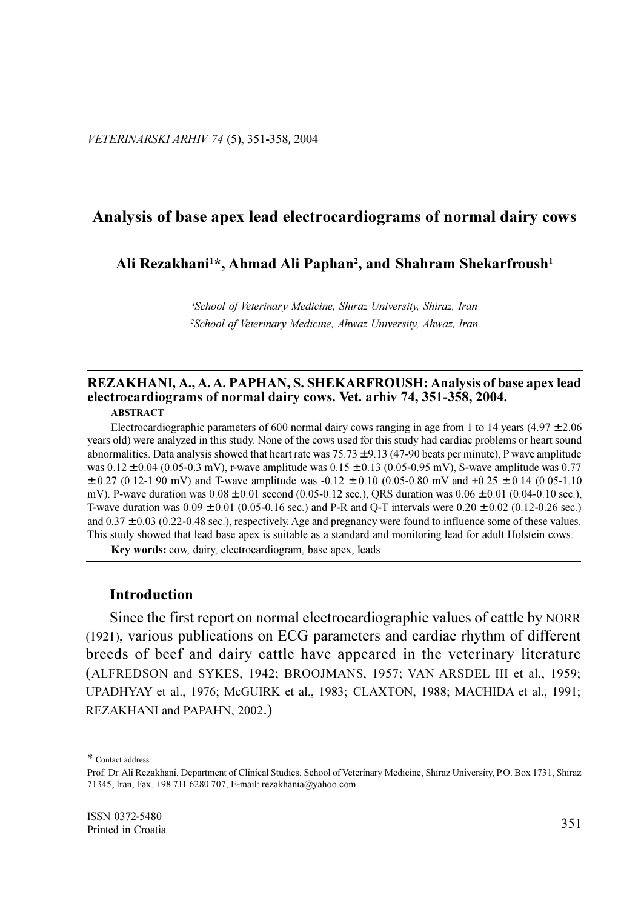# Analysis of base apex lead electrocardiograms of normal dairy cows

**Ali Rezakhani[1]*, Ahmad Ali Paphan[2], and Shahram Shekarfroush[1]**

*[1]School of Veterinary Medicine, Shiraz University, Shiraz, Iran*
*[2]School of Veterinary Medicine, Ahwaz University, Ahwaz, Iran*

---

**REZAKHANI, A., A. A. PAPHAN, S. SHEKARFROUSH: Analysis of base apex lead electrocardiograms of normal dairy cows. Vet. arhiv 74, 351-358, 2004.**

**ABSTRACT**

Electrocardiographic parameters of 600 normal dairy cows ranging in age from 1 to 14 years (4.97 ± 2.06 years old) were analyzed in this study. None of the cows used for this study had cardiac problems or heart sound abnormalities. Data analysis showed that heart rate was 75.73 ± 9.13 (47-90 beats per minute), P wave amplitude was 0.12 ± 0.04 (0.05-0.3 mV), r-wave amplitude was 0.15 ± 0.13 (0.05-0.95 mV), S-wave amplitude was 0.77 ± 0.27 (0.12-1.90 mV) and T-wave amplitude was -0.12 ± 0.10 (0.05-0.80 mV and +0.25 ± 0.14 (0.05-1.10 mV). P-wave duration was 0.08 ± 0.01 second (0.05-0.12 sec.), QRS duration was 0.06 ± 0.01 (0.04-0.10 sec.), T-wave duration was 0.09 ± 0.01 (0.05-0.16 sec.) and P-R and Q-T intervals were 0.20 ± 0.02 (0.12-0.26 sec.) and 0.37 ± 0.03 (0.22-0.48 sec.), respectively. Age and pregnancy were found to influence some of these values. This study showed that lead base apex is suitable as a standard and monitoring lead for adult Holstein cows.

**Key words:** cow, dairy, electrocardiogram, base apex, leads

---

## Introduction

Since the first report on normal electrocardiographic values of cattle by NORR (1921), various publications on ECG parameters and cardiac rhythm of different breeds of beef and dairy cattle have appeared in the veterinary literature (ALFREDSON and SYKES, 1942; BROOJMANS, 1957; VAN ARSDEL III et al., 1959; UPADHYAY et al., 1976; McGUIRK et al., 1983; CLAXTON, 1988; MACHIDA et al., 1991; REZAKHANI and PAPAHN, 2002.)

---

* Contact address:
Prof. Dr. Ali Rezakhani, Department of Clinical Studies, School of Veterinary Medicine, Shiraz University, P.O. Box 1731, Shiraz 71345, Iran, Fax. +98 711 6280 707, E-mail: rezakhania@yahoo.com

ISSN 0372-5480
Printed in Croatia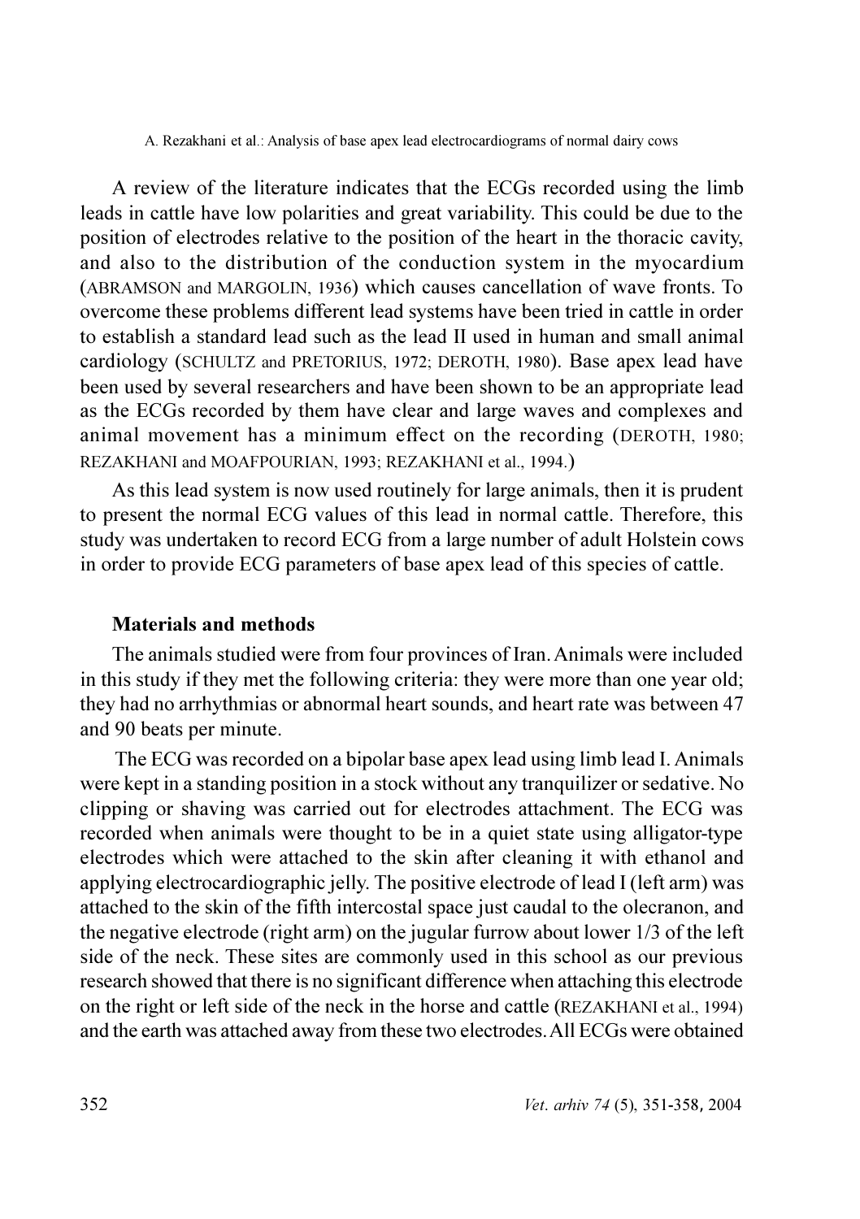A review of the literature indicates that the ECGs recorded using the limb leads in cattle have low polarities and great variability. This could be due to the position of electrodes relative to the position of the heart in the thoracic cavity, and also to the distribution of the conduction system in the myocardium (ABRAMSON and MARGOLIN, 1936) which causes cancellation of wave fronts. To overcome these problems different lead systems have been tried in cattle in order to establish a standard lead such as the lead II used in human and small animal cardiology (SCHULTZ and PRETORIUS, 1972; DEROTH, 1980). Base apex lead have been used by several researchers and have been shown to be an appropriate lead as the ECGs recorded by them have clear and large waves and complexes and animal movement has a minimum effect on the recording (DEROTH, 1980; REZAKHANI and MOAFPOURIAN, 1993; REZAKHANI et al., 1994.)

As this lead system is now used routinely for large animals, then it is prudent to present the normal ECG values of this lead in normal cattle. Therefore, this study was undertaken to record ECG from a large number of adult Holstein cows in order to provide ECG parameters of base apex lead of this species of cattle.

## Materials and methods

The animals studied were from four provinces of Iran. Animals were included in this study if they met the following criteria: they were more than one year old; they had no arrhythmias or abnormal heart sounds, and heart rate was between 47 and 90 beats per minute.

The ECG was recorded on a bipolar base apex lead using limb lead I. Animals were kept in a standing position in a stock without any tranquilizer or sedative. No clipping or shaving was carried out for electrodes attachment. The ECG was recorded when animals were thought to be in a quiet state using alligator-type electrodes which were attached to the skin after cleaning it with ethanol and applying electrocardiographic jelly. The positive electrode of lead I (left arm) was attached to the skin of the fifth intercostal space just caudal to the olecranon, and the negative electrode (right arm) on the jugular furrow about lower 1/3 of the left side of the neck. These sites are commonly used in this school as our previous research showed that there is no significant difference when attaching this electrode on the right or left side of the neck in the horse and cattle (REZAKHANI et al., 1994) and the earth was attached away from these two electrodes. All ECGs were obtained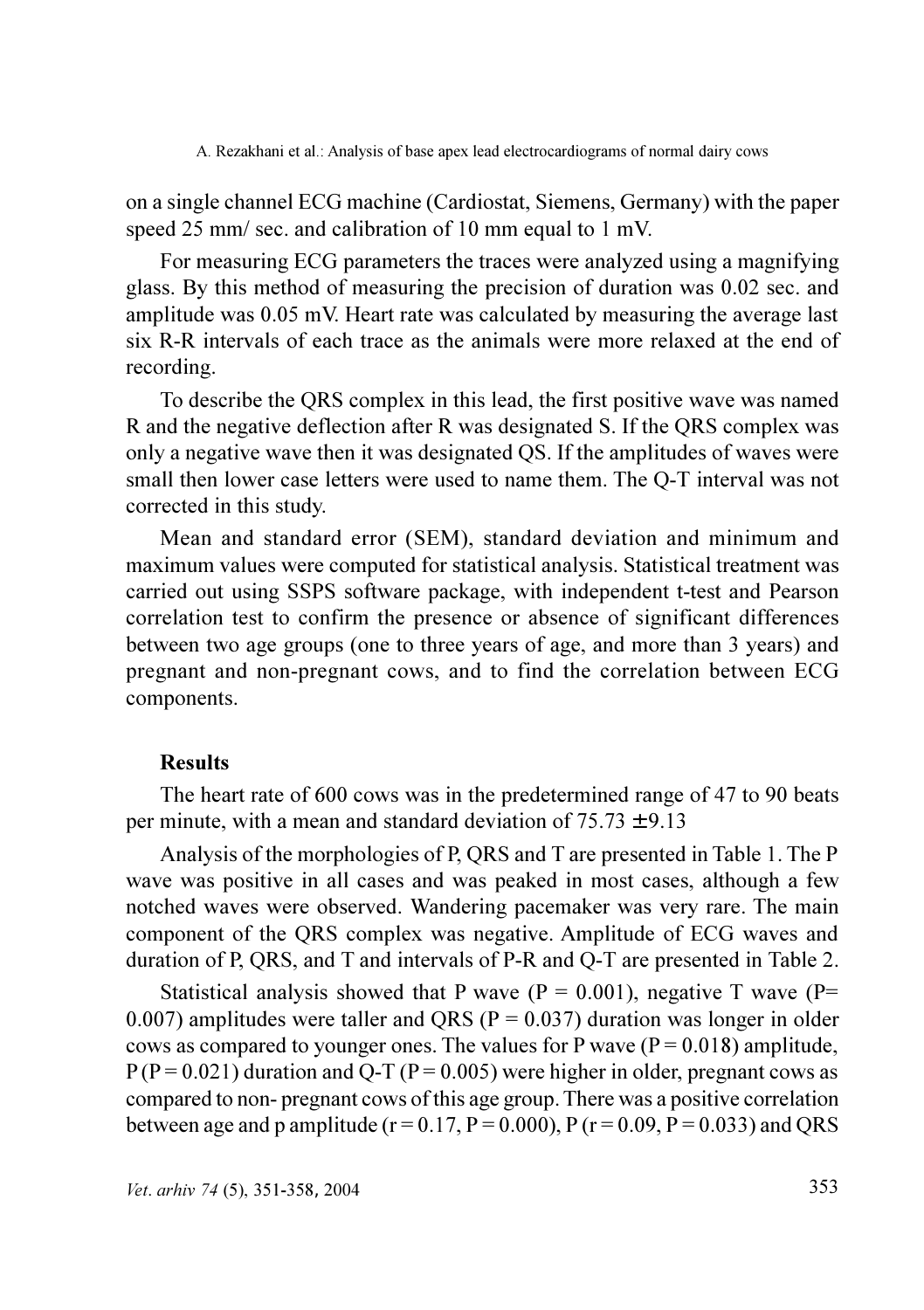on a single channel ECG machine (Cardiostat, Siemens, Germany) with the paper speed 25 mm/ sec. and calibration of 10 mm equal to 1 mV.

For measuring ECG parameters the traces were analyzed using a magnifying glass. By this method of measuring the precision of duration was 0.02 sec. and amplitude was 0.05 mV. Heart rate was calculated by measuring the average last six R-R intervals of each trace as the animals were more relaxed at the end of recording.

To describe the QRS complex in this lead, the first positive wave was named R and the negative deflection after R was designated S. If the QRS complex was only a negative wave then it was designated QS. If the amplitudes of waves were small then lower case letters were used to name them. The Q-T interval was not corrected in this study.

Mean and standard error (SEM), standard deviation and minimum and maximum values were computed for statistical analysis. Statistical treatment was carried out using SSPS software package, with independent t-test and Pearson correlation test to confirm the presence or absence of significant differences between two age groups (one to three years of age, and more than 3 years) and pregnant and non-pregnant cows, and to find the correlation between ECG components.

## Results

The heart rate of 600 cows was in the predetermined range of 47 to 90 beats per minute, with a mean and standard deviation of 75.73 $\pm$9.13

Analysis of the morphologies of P, QRS and T are presented in Table 1. The P wave was positive in all cases and was peaked in most cases, although a few notched waves were observed. Wandering pacemaker was very rare. The main component of the QRS complex was negative. Amplitude of ECG waves and duration of P, QRS, and T and intervals of P-R and Q-T are presented in Table 2.

Statistical analysis showed that P wave ($P = 0.001$), negative T wave ($P = 0.007$) amplitudes were taller and QRS ($P = 0.037$) duration was longer in older cows as compared to younger ones. The values for P wave ($P = 0.018$) amplitude, P ($P = 0.021$) duration and Q-T ($P = 0.005$) were higher in older, pregnant cows as compared to non- pregnant cows of this age group. There was a positive correlation between age and p amplitude ($r = 0.17$, $P = 0.000$), P ($r = 0.09$, $P = 0.033$) and QRS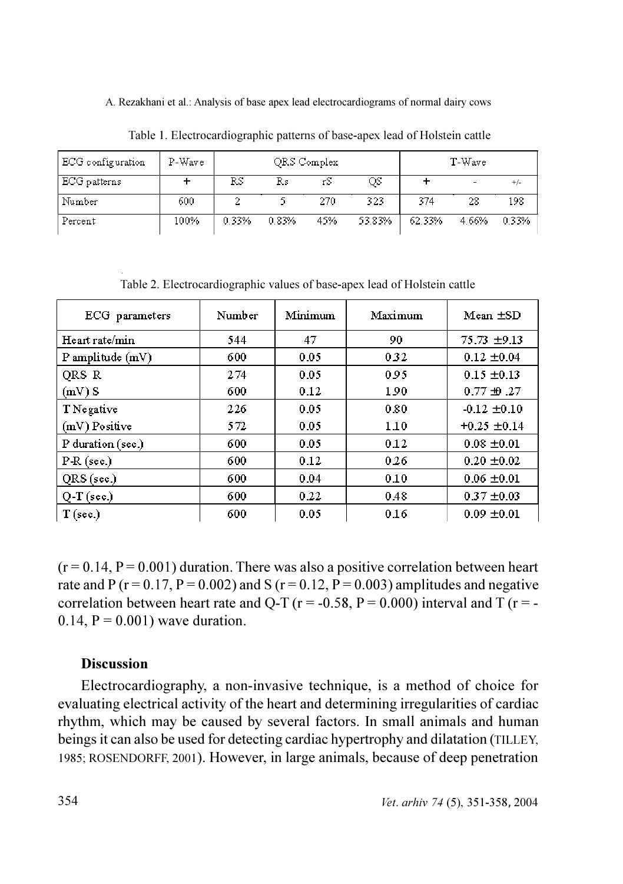Table 1. Electrocardiographic patterns of base-apex lead of Holstein cattle

| ECG configuration | P-Wave | QRS Complex | | | | T-Wave | | |
|---|---|---|---|---|---|---|---|---|
| ECG patterns | + | RS | Rs | rS | QS | + | - | +/- |
| Number | 600 | 2 | 5 | 270 | 323 | 374 | 28 | 198 |
| Percent | 100% | 0.33% | 0.83% | 45% | 53.83% | 62.33% | 4.66% | 0.33% |

Table 2. Electrocardiographic values of base-apex lead of Holstein cattle

| ECG parameters | Number | Minimum | Maximum | Mean ±SD |
|---|---|---|---|---|
| Heart rate/min | 544 | 47 | 90 | 75.73 ±9.13 |
| P amplitude (mV) | 600 | 0.05 | 0.32 | 0.12 ±0.04 |
| QRS R | 274 | 0.05 | 0.95 | 0.15 ±0.13 |
| (mV) S | 600 | 0.12 | 1.90 | 0.77 ±0 .27 |
| T Negative | 226 | 0.05 | 0.80 | -0.12 ±0.10 |
| (mV) Positive | 572 | 0.05 | 1.10 | +0.25 ±0.14 |
| P duration (sec.) | 600 | 0.05 | 0.12 | 0.08 ±0.01 |
| P-R (sec.) | 600 | 0.12 | 0.26 | 0.20 ±0.02 |
| QRS (sec.) | 600 | 0.04 | 0.10 | 0.06 ±0.01 |
| Q-T (sec.) | 600 | 0.22 | 0.48 | 0.37 ±0.03 |
| T (sec.) | 600 | 0.05 | 0.16 | 0.09 ±0.01 |

($r = 0.14$, $P = 0.001$) duration. There was also a positive correlation between heart rate and P ($r = 0.17$, $P = 0.002$) and S ($r = 0.12$, $P = 0.003$) amplitudes and negative correlation between heart rate and Q-T ($r = -0.58$, $P = 0.000$) interval and T ($r = -0.14$, $P = 0.001$) wave duration.

### Discussion

Electrocardiography, a non-invasive technique, is a method of choice for evaluating electrical activity of the heart and determining irregularities of cardiac rhythm, which may be caused by several factors. In small animals and human beings it can also be used for detecting cardiac hypertrophy and dilatation (TILLEY, 1985; ROSENDORFF, 2001). However, in large animals, because of deep penetration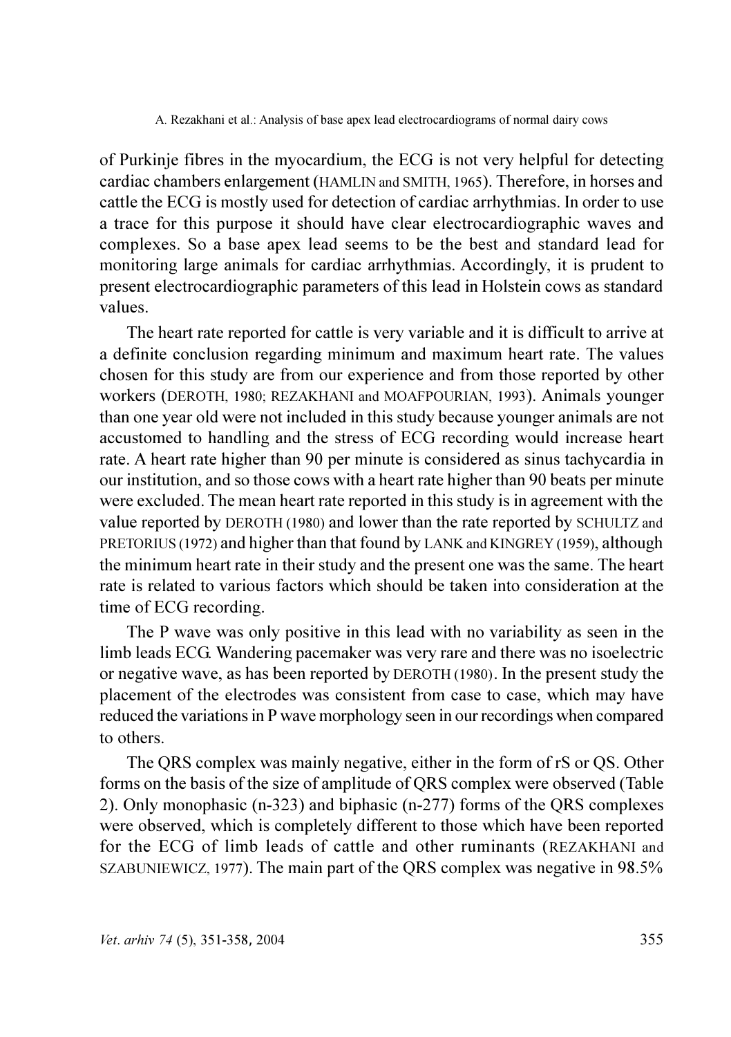of Purkinje fibres in the myocardium, the ECG is not very helpful for detecting cardiac chambers enlargement (HAMLIN and SMITH, 1965). Therefore, in horses and cattle the ECG is mostly used for detection of cardiac arrhythmias. In order to use a trace for this purpose it should have clear electrocardiographic waves and complexes. So a base apex lead seems to be the best and standard lead for monitoring large animals for cardiac arrhythmias. Accordingly, it is prudent to present electrocardiographic parameters of this lead in Holstein cows as standard values.

The heart rate reported for cattle is very variable and it is difficult to arrive at a definite conclusion regarding minimum and maximum heart rate. The values chosen for this study are from our experience and from those reported by other workers (DEROTH, 1980; REZAKHANI and MOAFPOURIAN, 1993). Animals younger than one year old were not included in this study because younger animals are not accustomed to handling and the stress of ECG recording would increase heart rate. A heart rate higher than 90 per minute is considered as sinus tachycardia in our institution, and so those cows with a heart rate higher than 90 beats per minute were excluded. The mean heart rate reported in this study is in agreement with the value reported by DEROTH (1980) and lower than the rate reported by SCHULTZ and PRETORIUS (1972) and higher than that found by LANK and KINGREY (1959), although the minimum heart rate in their study and the present one was the same. The heart rate is related to various factors which should be taken into consideration at the time of ECG recording.

The P wave was only positive in this lead with no variability as seen in the limb leads ECG. Wandering pacemaker was very rare and there was no isoelectric or negative wave, as has been reported by DEROTH (1980). In the present study the placement of the electrodes was consistent from case to case, which may have reduced the variations in P wave morphology seen in our recordings when compared to others.

The QRS complex was mainly negative, either in the form of rS or QS. Other forms on the basis of the size of amplitude of QRS complex were observed (Table 2). Only monophasic (n-323) and biphasic (n-277) forms of the QRS complexes were observed, which is completely different to those which have been reported for the ECG of limb leads of cattle and other ruminants (REZAKHANI and SZABUNIEWICZ, 1977). The main part of the QRS complex was negative in 98.5%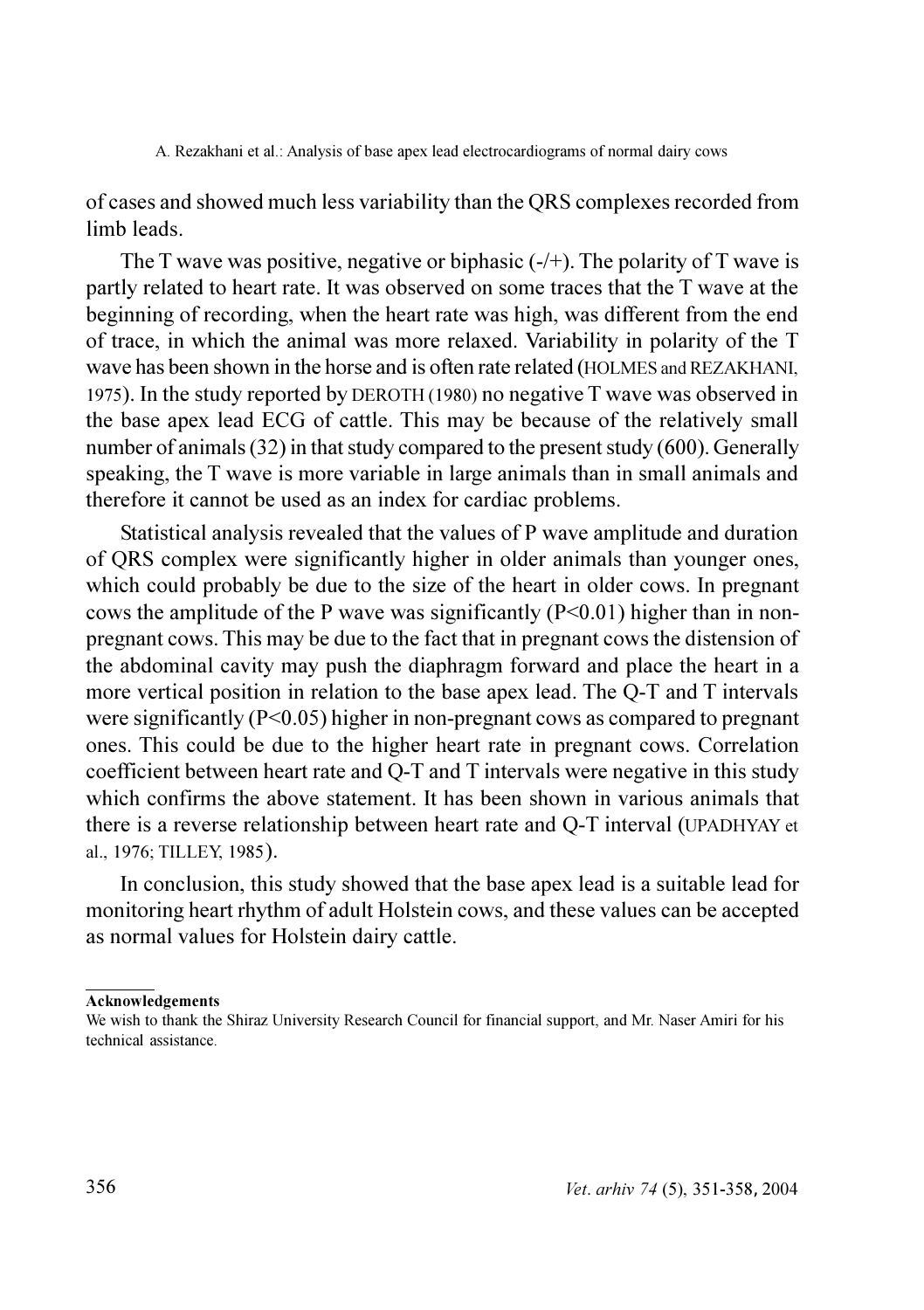of cases and showed much less variability than the QRS complexes recorded from limb leads.

The T wave was positive, negative or biphasic (-/+). The polarity of T wave is partly related to heart rate. It was observed on some traces that the T wave at the beginning of recording, when the heart rate was high, was different from the end of trace, in which the animal was more relaxed. Variability in polarity of the T wave has been shown in the horse and is often rate related (HOLMES and REZAKHANI, 1975). In the study reported by DEROTH (1980) no negative T wave was observed in the base apex lead ECG of cattle. This may be because of the relatively small number of animals (32) in that study compared to the present study (600). Generally speaking, the T wave is more variable in large animals than in small animals and therefore it cannot be used as an index for cardiac problems.

Statistical analysis revealed that the values of P wave amplitude and duration of QRS complex were significantly higher in older animals than younger ones, which could probably be due to the size of the heart in older cows. In pregnant cows the amplitude of the P wave was significantly ($P<0.01$) higher than in non-pregnant cows. This may be due to the fact that in pregnant cows the distension of the abdominal cavity may push the diaphragm forward and place the heart in a more vertical position in relation to the base apex lead. The Q-T and T intervals were significantly ($P<0.05$) higher in non-pregnant cows as compared to pregnant ones. This could be due to the higher heart rate in pregnant cows. Correlation coefficient between heart rate and Q-T and T intervals were negative in this study which confirms the above statement. It has been shown in various animals that there is a reverse relationship between heart rate and Q-T interval (UPADHYAY et al., 1976; TILLEY, 1985).

In conclusion, this study showed that the base apex lead is a suitable lead for monitoring heart rhythm of adult Holstein cows, and these values can be accepted as normal values for Holstein dairy cattle.

**Acknowledgements**

We wish to thank the Shiraz University Research Council for financial support, and Mr. Naser Amiri for his technical assistance.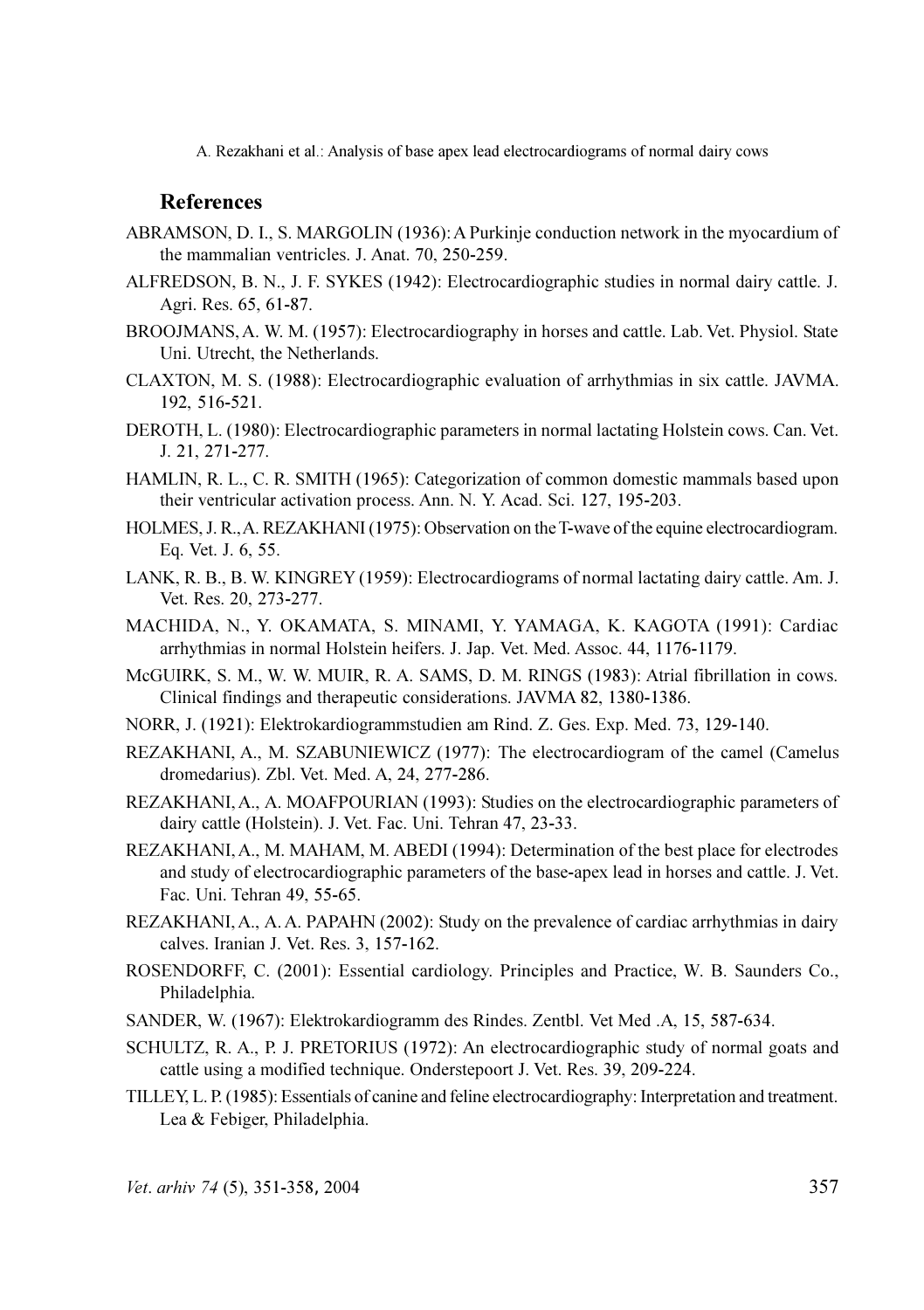## References

ABRAMSON, D. I., S. MARGOLIN (1936): A Purkinje conduction network in the myocardium of the mammalian ventricles. J. Anat. 70, 250-259.

ALFREDSON, B. N., J. F. SYKES (1942): Electrocardiographic studies in normal dairy cattle. J. Agri. Res. 65, 61-87.

BROOJMANS, A. W. M. (1957): Electrocardiography in horses and cattle. Lab. Vet. Physiol. State Uni. Utrecht, the Netherlands.

CLAXTON, M. S. (1988): Electrocardiographic evaluation of arrhythmias in six cattle. JAVMA. 192, 516-521.

DEROTH, L. (1980): Electrocardiographic parameters in normal lactating Holstein cows. Can. Vet. J. 21, 271-277.

HAMLIN, R. L., C. R. SMITH (1965): Categorization of common domestic mammals based upon their ventricular activation process. Ann. N. Y. Acad. Sci. 127, 195-203.

HOLMES, J. R., A. REZAKHANI (1975): Observation on the T-wave of the equine electrocardiogram. Eq. Vet. J. 6, 55.

LANK, R. B., B. W. KINGREY (1959): Electrocardiograms of normal lactating dairy cattle. Am. J. Vet. Res. 20, 273-277.

MACHIDA, N., Y. OKAMATA, S. MINAMI, Y. YAMAGA, K. KAGOTA (1991): Cardiac arrhythmias in normal Holstein heifers. J. Jap. Vet. Med. Assoc. 44, 1176-1179.

McGUIRK, S. M., W. W. MUIR, R. A. SAMS, D. M. RINGS (1983): Atrial fibrillation in cows. Clinical findings and therapeutic considerations. JAVMA 82, 1380-1386.

NORR, J. (1921): Elektrokardiogrammstudien am Rind. Z. Ges. Exp. Med. 73, 129-140.

REZAKHANI, A., M. SZABUNIEWICZ (1977): The electrocardiogram of the camel (Camelus dromedarius). Zbl. Vet. Med. A, 24, 277-286.

REZAKHANI, A., A. MOAFPOURIAN (1993): Studies on the electrocardiographic parameters of dairy cattle (Holstein). J. Vet. Fac. Uni. Tehran 47, 23-33.

REZAKHANI, A., M. MAHAM, M. ABEDI (1994): Determination of the best place for electrodes and study of electrocardiographic parameters of the base-apex lead in horses and cattle. J. Vet. Fac. Uni. Tehran 49, 55-65.

REZAKHANI, A., A. A. PAPAHN (2002): Study on the prevalence of cardiac arrhythmias in dairy calves. Iranian J. Vet. Res. 3, 157-162.

ROSENDORFF, C. (2001): Essential cardiology. Principles and Practice, W. B. Saunders Co., Philadelphia.

SANDER, W. (1967): Elektrokardiogramm des Rindes. Zentbl. Vet Med .A, 15, 587-634.

SCHULTZ, R. A., P. J. PRETORIUS (1972): An electrocardiographic study of normal goats and cattle using a modified technique. Onderstepoort J. Vet. Res. 39, 209-224.

TILLEY, L. P. (1985): Essentials of canine and feline electrocardiography: Interpretation and treatment. Lea & Febiger, Philadelphia.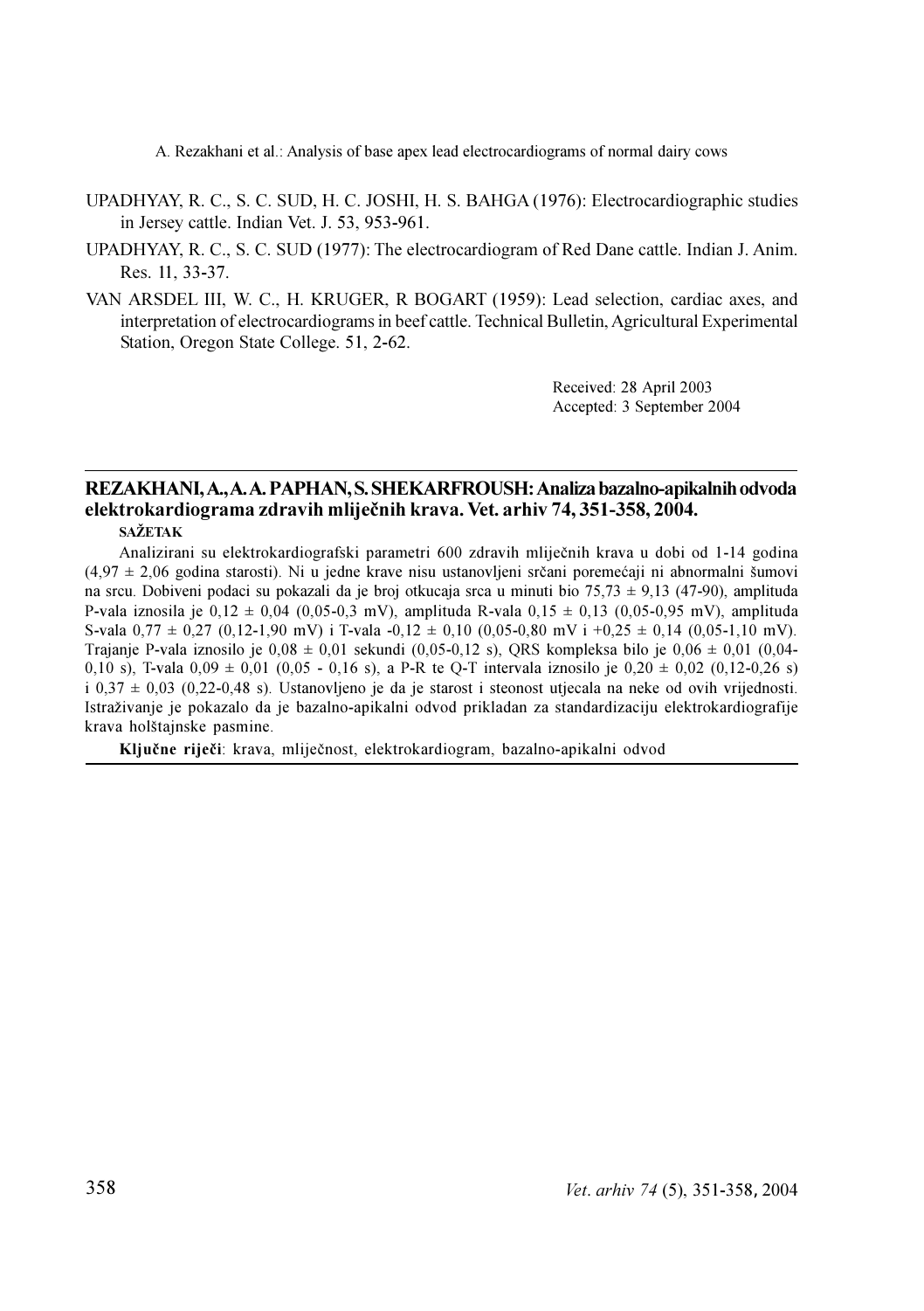UPADHYAY, R. C., S. C. SUD, H. C. JOSHI, H. S. BAHGA (1976): Electrocardiographic studies in Jersey cattle. Indian Vet. J. 53, 953-961.

UPADHYAY, R. C., S. C. SUD (1977): The electrocardiogram of Red Dane cattle. Indian J. Anim. Res. 11, 33-37.

VAN ARSDEL III, W. C., H. KRUGER, R BOGART (1959): Lead selection, cardiac axes, and interpretation of electrocardiograms in beef cattle. Technical Bulletin, Agricultural Experimental Station, Oregon State College. 51, 2-62.

Received: 28 April 2003
Accepted: 3 September 2004

---

**REZAKHANI, A., A. A. PAPHAN, S. SHEKARFROUSH: Analiza bazalno-apikalnih odvoda elektrokardiograma zdravih mliječnih krava. Vet. arhiv 74, 351-358, 2004.**

**SAŽETAK**

Analizirani su elektrokardiografski parametri 600 zdravih mliječnih krava u dobi od 1-14 godina ($4{,}97 \pm 2{,}06$ godina starosti). Ni u jedne krave nisu ustanovljeni srčani poremećaji ni abnormalni šumovi na srcu. Dobiveni podaci su pokazali da je broj otkucaja srca u minuti bio $75{,}73 \pm 9{,}13$ (47-90), amplituda P-vala iznosila je $0{,}12 \pm 0{,}04$ (0,05-0,3 mV), amplituda R-vala $0{,}15 \pm 0{,}13$ (0,05-0,95 mV), amplituda S-vala $0{,}77 \pm 0{,}27$ (0,12-1,90 mV) i T-vala $-0{,}12 \pm 0{,}10$ (0,05-0,80 mV i $+0{,}25 \pm 0{,}14$ (0,05-1,10 mV). Trajanje P-vala iznosilo je $0{,}08 \pm 0{,}01$ sekundi (0,05-0,12 s), QRS kompleksa bilo je $0{,}06 \pm 0{,}01$ (0,04-0,10 s), T-vala $0{,}09 \pm 0{,}01$ (0,05 - 0,16 s), a P-R te Q-T intervala iznosilo je $0{,}20 \pm 0{,}02$ (0,12-0,26 s) i $0{,}37 \pm 0{,}03$ (0,22-0,48 s). Ustanovljeno je da je starost i steonost utjecala na neke od ovih vrijednosti. Istraživanje je pokazalo da je bazalno-apikalni odvod prikladan za standardizaciju elektrokardiografije krava holštajnske pasmine.

**Ključne riječi**: krava, mliječnost, elektrokardiogram, bazalno-apikalni odvod